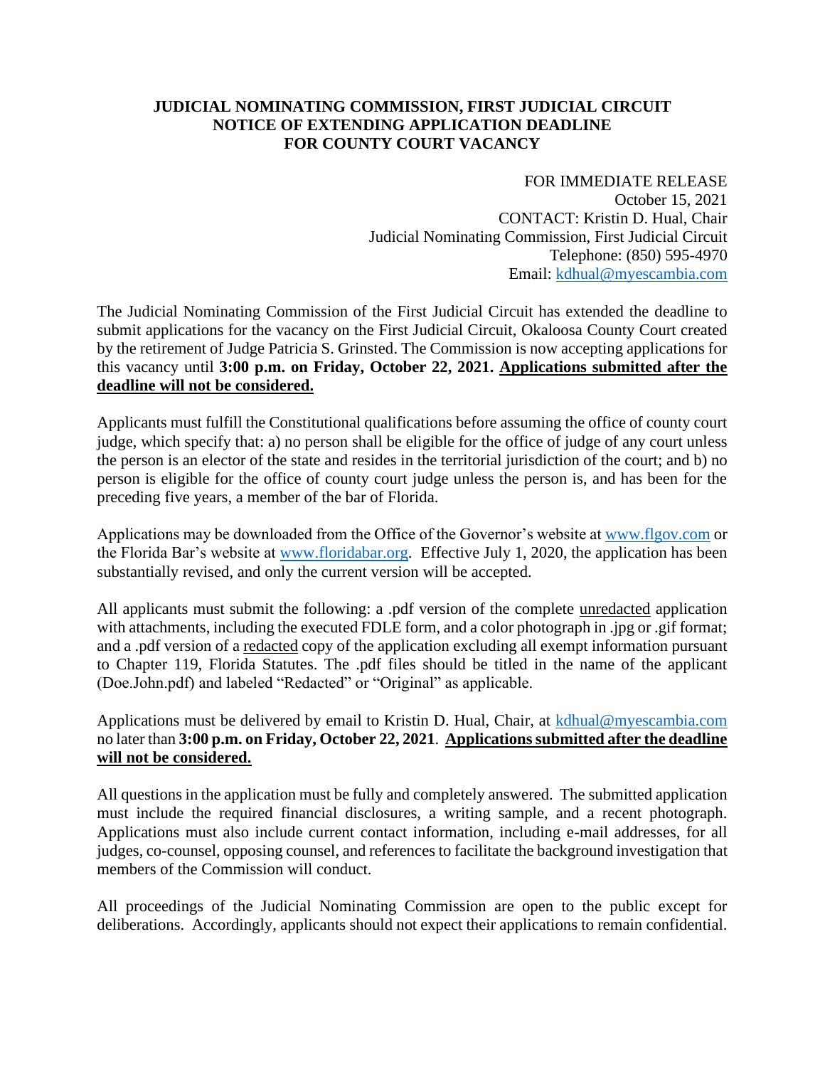# JUDICIAL NOMINATING COMMISSION, FIRST JUDICIAL CIRCUIT
# NOTICE OF EXTENDING APPLICATION DEADLINE
# FOR COUNTY COURT VACANCY

FOR IMMEDIATE RELEASE
October 15, 2021
CONTACT: Kristin D. Hual, Chair
Judicial Nominating Commission, First Judicial Circuit
Telephone: (850) 595-4970
Email: kdhual@myescambia.com

The Judicial Nominating Commission of the First Judicial Circuit has extended the deadline to submit applications for the vacancy on the First Judicial Circuit, Okaloosa County Court created by the retirement of Judge Patricia S. Grinsted. The Commission is now accepting applications for this vacancy until **3:00 p.m. on Friday, October 22, 2021.** <u>**Applications submitted after the deadline will not be considered.**</u>

Applicants must fulfill the Constitutional qualifications before assuming the office of county court judge, which specify that: a) no person shall be eligible for the office of judge of any court unless the person is an elector of the state and resides in the territorial jurisdiction of the court; and b) no person is eligible for the office of county court judge unless the person is, and has been for the preceding five years, a member of the bar of Florida.

Applications may be downloaded from the Office of the Governor's website at www.flgov.com or the Florida Bar's website at www.floridabar.org. Effective July 1, 2020, the application has been substantially revised, and only the current version will be accepted.

All applicants must submit the following: a .pdf version of the complete <u>unredacted</u> application with attachments, including the executed FDLE form, and a color photograph in .jpg or .gif format; and a .pdf version of a <u>redacted</u> copy of the application excluding all exempt information pursuant to Chapter 119, Florida Statutes. The .pdf files should be titled in the name of the applicant (Doe.John.pdf) and labeled "Redacted" or "Original" as applicable.

Applications must be delivered by email to Kristin D. Hual, Chair, at kdhual@myescambia.com no later than **3:00 p.m. on Friday, October 22, 2021**. <u>**Applications submitted after the deadline will not be considered.**</u>

All questions in the application must be fully and completely answered. The submitted application must include the required financial disclosures, a writing sample, and a recent photograph. Applications must also include current contact information, including e-mail addresses, for all judges, co-counsel, opposing counsel, and references to facilitate the background investigation that members of the Commission will conduct.

All proceedings of the Judicial Nominating Commission are open to the public except for deliberations. Accordingly, applicants should not expect their applications to remain confidential.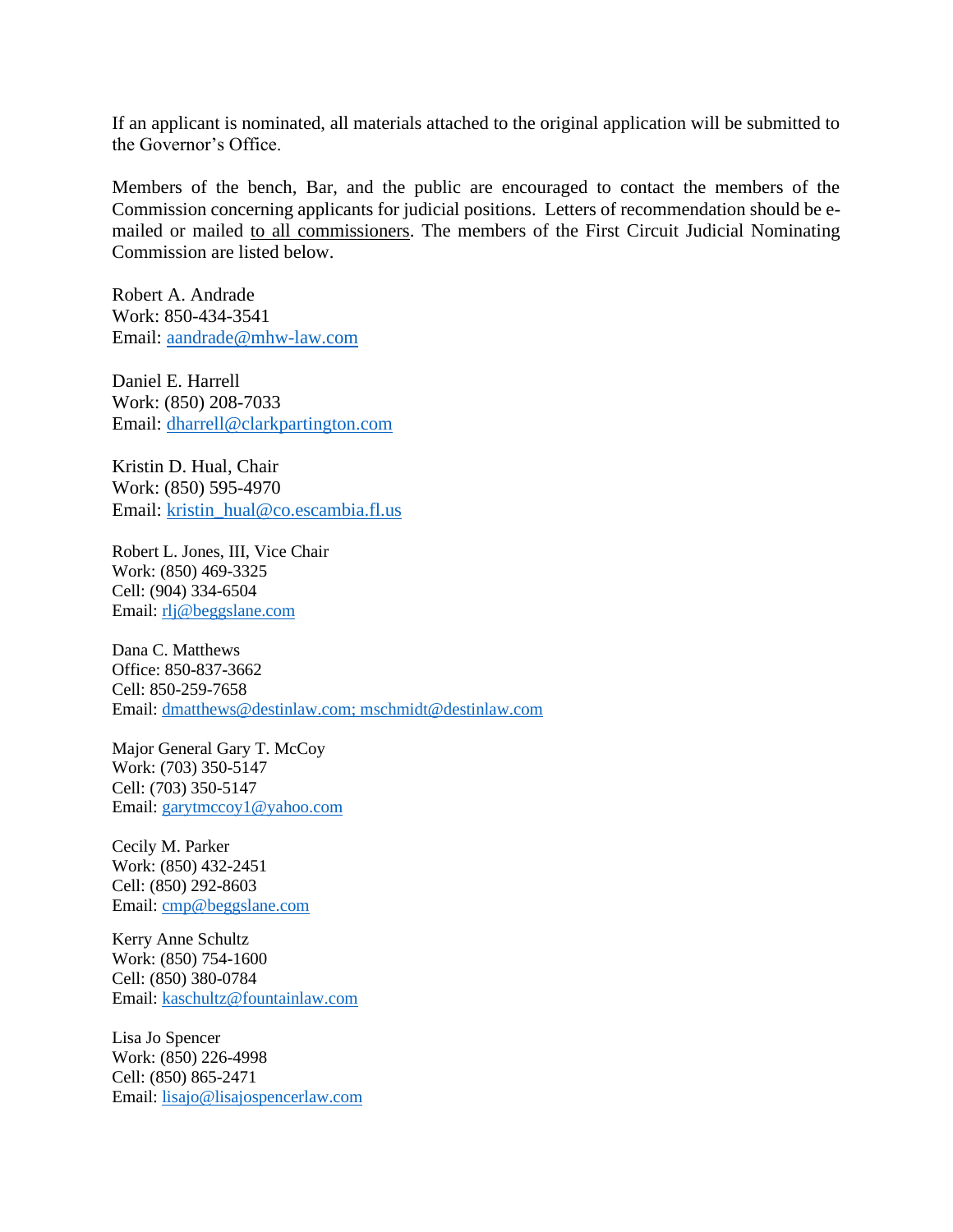If an applicant is nominated, all materials attached to the original application will be submitted to the Governor's Office.

Members of the bench, Bar, and the public are encouraged to contact the members of the Commission concerning applicants for judicial positions. Letters of recommendation should be e-mailed or mailed to all commissioners. The members of the First Circuit Judicial Nominating Commission are listed below.

Robert A. Andrade
Work: 850-434-3541
Email: aandrade@mhw-law.com

Daniel E. Harrell
Work: (850) 208-7033
Email: dharrell@clarkpartington.com

Kristin D. Hual, Chair
Work: (850) 595-4970
Email: kristin_hual@co.escambia.fl.us

Robert L. Jones, III, Vice Chair
Work: (850) 469-3325
Cell: (904) 334-6504
Email: rlj@beggslane.com

Dana C. Matthews
Office: 850-837-3662
Cell: 850-259-7658
Email: dmatthews@destinlaw.com; mschmidt@destinlaw.com

Major General Gary T. McCoy
Work: (703) 350-5147
Cell: (703) 350-5147
Email: garytmccoy1@yahoo.com

Cecily M. Parker
Work: (850) 432-2451
Cell: (850) 292-8603
Email: cmp@beggslane.com

Kerry Anne Schultz
Work: (850) 754-1600
Cell: (850) 380-0784
Email: kaschultz@fountainlaw.com

Lisa Jo Spencer
Work: (850) 226-4998
Cell: (850) 865-2471
Email: lisajo@lisajospencerlaw.com